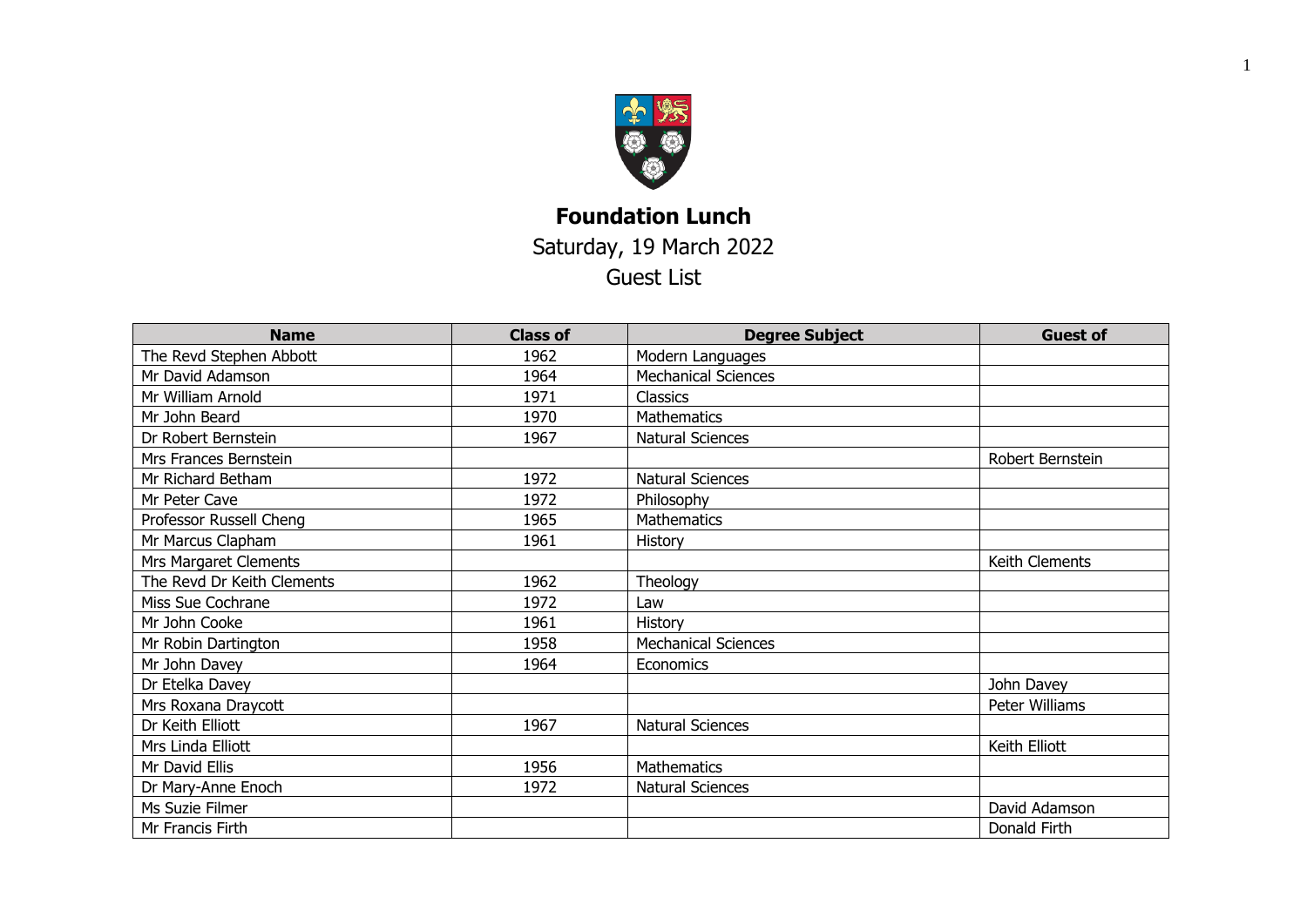# Foundation Lunch

Saturday, 19 March 2022

Guest List

| Name | Class of | Degree Subject | Guest of |
|---|---|---|---|
| The Revd Stephen Abbott | 1962 | Modern Languages | |
| Mr David Adamson | 1964 | Mechanical Sciences | |
| Mr William Arnold | 1971 | Classics | |
| Mr John Beard | 1970 | Mathematics | |
| Dr Robert Bernstein | 1967 | Natural Sciences | |
| Mrs Frances Bernstein | | | Robert Bernstein |
| Mr Richard Betham | 1972 | Natural Sciences | |
| Mr Peter Cave | 1972 | Philosophy | |
| Professor Russell Cheng | 1965 | Mathematics | |
| Mr Marcus Clapham | 1961 | History | |
| Mrs Margaret Clements | | | Keith Clements |
| The Revd Dr Keith Clements | 1962 | Theology | |
| Miss Sue Cochrane | 1972 | Law | |
| Mr John Cooke | 1961 | History | |
| Mr Robin Dartington | 1958 | Mechanical Sciences | |
| Mr John Davey | 1964 | Economics | |
| Dr Etelka Davey | | | John Davey |
| Mrs Roxana Draycott | | | Peter Williams |
| Dr Keith Elliott | 1967 | Natural Sciences | |
| Mrs Linda Elliott | | | Keith Elliott |
| Mr David Ellis | 1956 | Mathematics | |
| Dr Mary-Anne Enoch | 1972 | Natural Sciences | |
| Ms Suzie Filmer | | | David Adamson |
| Mr Francis Firth | | | Donald Firth |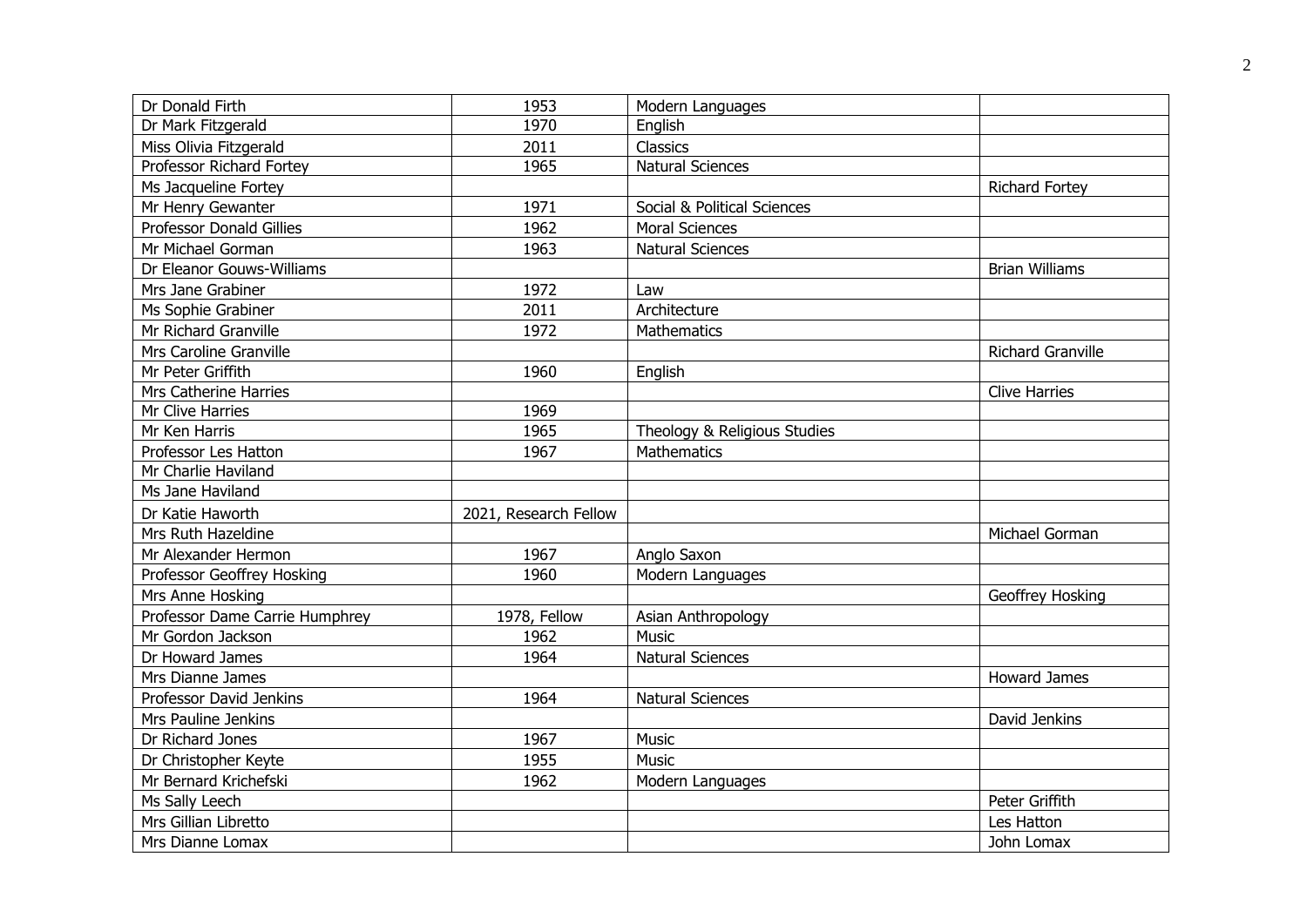| | | | |
|---|---|---|---|
| Dr Donald Firth | 1953 | Modern Languages | |
| Dr Mark Fitzgerald | 1970 | English | |
| Miss Olivia Fitzgerald | 2011 | Classics | |
| Professor Richard Fortey | 1965 | Natural Sciences | |
| Ms Jacqueline Fortey | | | Richard Fortey |
| Mr Henry Gewanter | 1971 | Social & Political Sciences | |
| Professor Donald Gillies | 1962 | Moral Sciences | |
| Mr Michael Gorman | 1963 | Natural Sciences | |
| Dr Eleanor Gouws-Williams | | | Brian Williams |
| Mrs Jane Grabiner | 1972 | Law | |
| Ms Sophie Grabiner | 2011 | Architecture | |
| Mr Richard Granville | 1972 | Mathematics | |
| Mrs Caroline Granville | | | Richard Granville |
| Mr Peter Griffith | 1960 | English | |
| Mrs Catherine Harries | | | Clive Harries |
| Mr Clive Harries | 1969 | | |
| Mr Ken Harris | 1965 | Theology & Religious Studies | |
| Professor Les Hatton | 1967 | Mathematics | |
| Mr Charlie Haviland | | | |
| Ms Jane Haviland | | | |
| Dr Katie Haworth | 2021, Research Fellow | | |
| Mrs Ruth Hazeldine | | | Michael Gorman |
| Mr Alexander Hermon | 1967 | Anglo Saxon | |
| Professor Geoffrey Hosking | 1960 | Modern Languages | |
| Mrs Anne Hosking | | | Geoffrey Hosking |
| Professor Dame Carrie Humphrey | 1978, Fellow | Asian Anthropology | |
| Mr Gordon Jackson | 1962 | Music | |
| Dr Howard James | 1964 | Natural Sciences | |
| Mrs Dianne James | | | Howard James |
| Professor David Jenkins | 1964 | Natural Sciences | |
| Mrs Pauline Jenkins | | | David Jenkins |
| Dr Richard Jones | 1967 | Music | |
| Dr Christopher Keyte | 1955 | Music | |
| Mr Bernard Krichefski | 1962 | Modern Languages | |
| Ms Sally Leech | | | Peter Griffith |
| Mrs Gillian Libretto | | | Les Hatton |
| Mrs Dianne Lomax | | | John Lomax |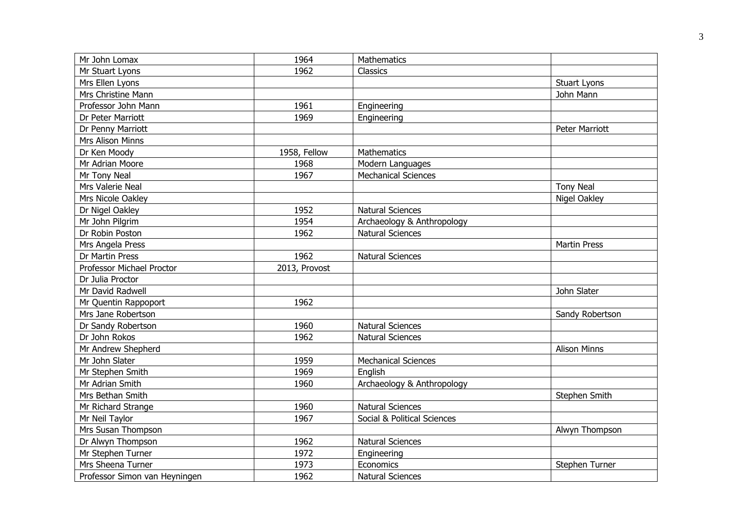| | | | |
|---|---|---|---|
| Mr John Lomax | 1964 | Mathematics | |
| Mr Stuart Lyons | 1962 | Classics | |
| Mrs Ellen Lyons | | | Stuart Lyons |
| Mrs Christine Mann | | | John Mann |
| Professor John Mann | 1961 | Engineering | |
| Dr Peter Marriott | 1969 | Engineering | |
| Dr Penny Marriott | | | Peter Marriott |
| Mrs Alison Minns | | | |
| Dr Ken Moody | 1958, Fellow | Mathematics | |
| Mr Adrian Moore | 1968 | Modern Languages | |
| Mr Tony Neal | 1967 | Mechanical Sciences | |
| Mrs Valerie Neal | | | Tony Neal |
| Mrs Nicole Oakley | | | Nigel Oakley |
| Dr Nigel Oakley | 1952 | Natural Sciences | |
| Mr John Pilgrim | 1954 | Archaeology & Anthropology | |
| Dr Robin Poston | 1962 | Natural Sciences | |
| Mrs Angela Press | | | Martin Press |
| Dr Martin Press | 1962 | Natural Sciences | |
| Professor Michael Proctor | 2013, Provost | | |
| Dr Julia Proctor | | | |
| Mr David Radwell | | | John Slater |
| Mr Quentin Rappoport | 1962 | | |
| Mrs Jane Robertson | | | Sandy Robertson |
| Dr Sandy Robertson | 1960 | Natural Sciences | |
| Dr John Rokos | 1962 | Natural Sciences | |
| Mr Andrew Shepherd | | | Alison Minns |
| Mr John Slater | 1959 | Mechanical Sciences | |
| Mr Stephen Smith | 1969 | English | |
| Mr Adrian Smith | 1960 | Archaeology & Anthropology | |
| Mrs Bethan Smith | | | Stephen Smith |
| Mr Richard Strange | 1960 | Natural Sciences | |
| Mr Neil Taylor | 1967 | Social & Political Sciences | |
| Mrs Susan Thompson | | | Alwyn Thompson |
| Dr Alwyn Thompson | 1962 | Natural Sciences | |
| Mr Stephen Turner | 1972 | Engineering | |
| Mrs Sheena Turner | 1973 | Economics | Stephen Turner |
| Professor Simon van Heyningen | 1962 | Natural Sciences | |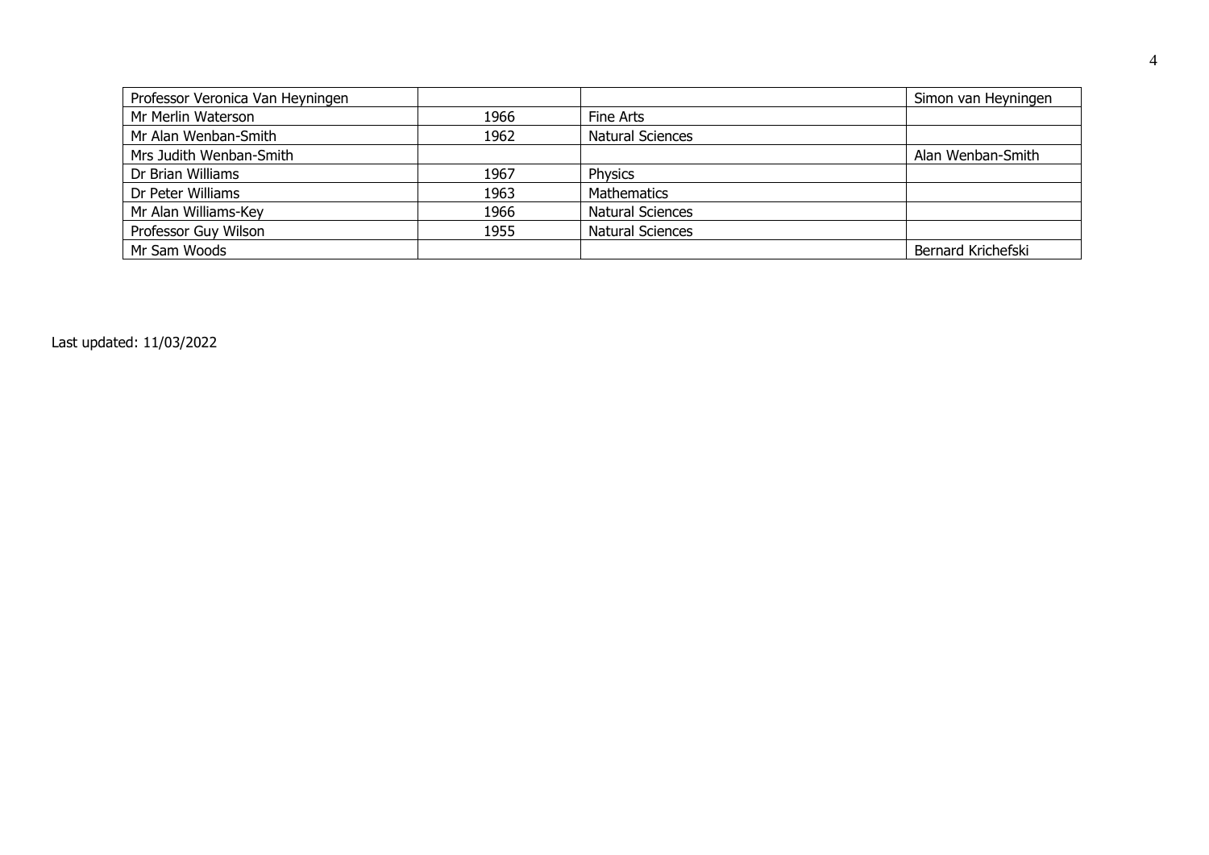| | | | |
|---|---|---|---|
| Professor Veronica Van Heyningen | | | Simon van Heyningen |
| Mr Merlin Waterson | 1966 | Fine Arts | |
| Mr Alan Wenban-Smith | 1962 | Natural Sciences | |
| Mrs Judith Wenban-Smith | | | Alan Wenban-Smith |
| Dr Brian Williams | 1967 | Physics | |
| Dr Peter Williams | 1963 | Mathematics | |
| Mr Alan Williams-Key | 1966 | Natural Sciences | |
| Professor Guy Wilson | 1955 | Natural Sciences | |
| Mr Sam Woods | | | Bernard Krichefski |

Last updated: 11/03/2022